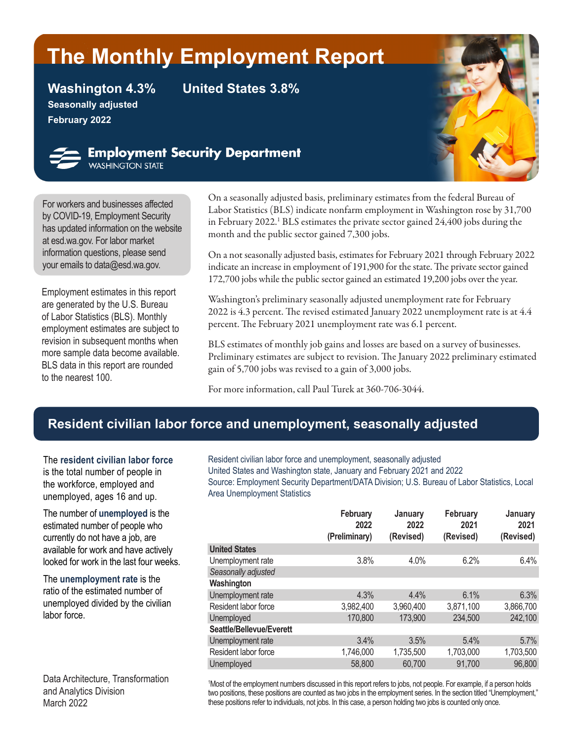# The Monthly Employment Report

**Washington 4.3%** **United States 3.8%**

**Seasonally adjusted**

**February 2022**

**Employment Security Department**
WASHINGTON STATE

For workers and businesses affected by COVID-19, Employment Security has updated information on the website at esd.wa.gov. For labor market information questions, please send your emails to data@esd.wa.gov.

Employment estimates in this report are generated by the U.S. Bureau of Labor Statistics (BLS). Monthly employment estimates are subject to revision in subsequent months when more sample data become available. BLS data in this report are rounded to the nearest 100.

On a seasonally adjusted basis, preliminary estimates from the federal Bureau of Labor Statistics (BLS) indicate nonfarm employment in Washington rose by 31,700 in February 2022.[1] BLS estimates the private sector gained 24,400 jobs during the month and the public sector gained 7,300 jobs.

On a not seasonally adjusted basis, estimates for February 2021 through February 2022 indicate an increase in employment of 191,900 for the state. The private sector gained 172,700 jobs while the public sector gained an estimated 19,200 jobs over the year.

Washington's preliminary seasonally adjusted unemployment rate for February 2022 is 4.3 percent. The revised estimated January 2022 unemployment rate is at 4.4 percent. The February 2021 unemployment rate was 6.1 percent.

BLS estimates of monthly job gains and losses are based on a survey of businesses. Preliminary estimates are subject to revision. The January 2022 preliminary estimated gain of 5,700 jobs was revised to a gain of 3,000 jobs.

For more information, call Paul Turek at 360-706-3044.

## Resident civilian labor force and unemployment, seasonally adjusted

The **resident civilian labor force** is the total number of people in the workforce, employed and unemployed, ages 16 and up.

The number of **unemployed** is the estimated number of people who currently do not have a job, are available for work and have actively looked for work in the last four weeks.

The **unemployment rate** is the ratio of the estimated number of unemployed divided by the civilian labor force.

Resident civilian labor force and unemployment, seasonally adjusted
United States and Washington state, January and February 2021 and 2022
Source: Employment Security Department/DATA Division; U.S. Bureau of Labor Statistics, Local Area Unemployment Statistics

| | February 2022 (Preliminary) | January 2022 (Revised) | February 2021 (Revised) | January 2021 (Revised) |
|---|---|---|---|---|
| **United States** | | | | |
| Unemployment rate | 3.8% | 4.0% | 6.2% | 6.4% |
| *Seasonally adjusted* | | | | |
| **Washington** | | | | |
| Unemployment rate | 4.3% | 4.4% | 6.1% | 6.3% |
| Resident labor force | 3,982,400 | 3,960,400 | 3,871,100 | 3,866,700 |
| Unemployed | 170,800 | 173,900 | 234,500 | 242,100 |
| **Seattle/Bellevue/Everett** | | | | |
| Unemployment rate | 3.4% | 3.5% | 5.4% | 5.7% |
| Resident labor force | 1,746,000 | 1,735,500 | 1,703,000 | 1,703,500 |
| Unemployed | 58,800 | 60,700 | 91,700 | 96,800 |

[1]Most of the employment numbers discussed in this report refers to jobs, not people. For example, if a person holds two positions, these positions are counted as two jobs in the employment series. In the section titled "Unemployment," these positions refer to individuals, not jobs. In this case, a person holding two jobs is counted only once.

Data Architecture, Transformation and Analytics Division
March 2022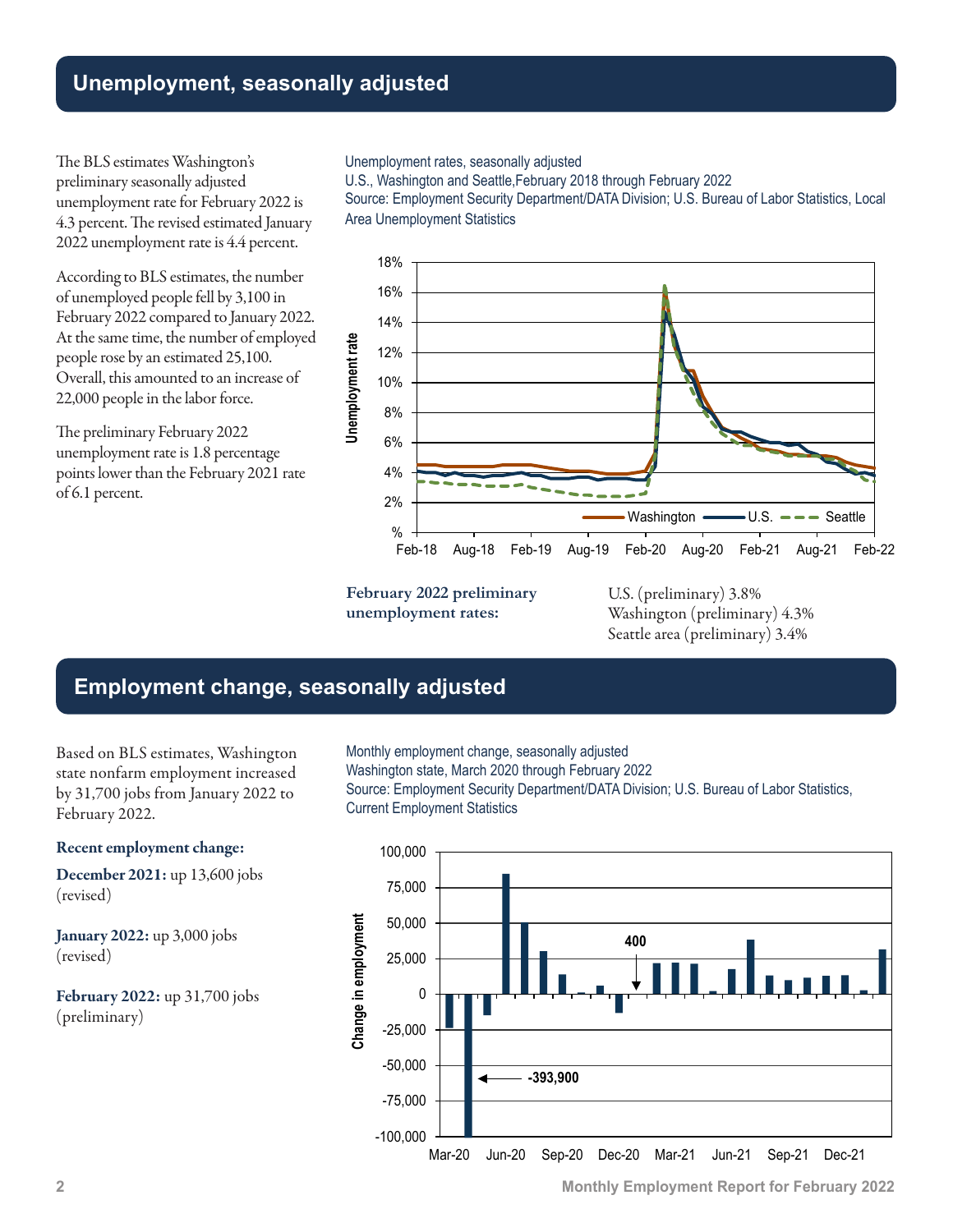## Unemployment, seasonally adjusted

The BLS estimates Washington's preliminary seasonally adjusted unemployment rate for February 2022 is 4.3 percent. The revised estimated January 2022 unemployment rate is 4.4 percent.

According to BLS estimates, the number of unemployed people fell by 3,100 in February 2022 compared to January 2022. At the same time, the number of employed people rose by an estimated 25,100. Overall, this amounted to an increase of 22,000 people in the labor force.

The preliminary February 2022 unemployment rate is 1.8 percentage points lower than the February 2021 rate of 6.1 percent.

Unemployment rates, seasonally adjusted
U.S., Washington and Seattle, February 2018 through February 2022
Source: Employment Security Department/DATA Division; U.S. Bureau of Labor Statistics, Local Area Unemployment Statistics

**February 2022 preliminary unemployment rates:**

U.S. (preliminary) 3.8%
Washington (preliminary) 4.3%
Seattle area (preliminary) 3.4%

## Employment change, seasonally adjusted

Based on BLS estimates, Washington state nonfarm employment increased by 31,700 jobs from January 2022 to February 2022.

**Recent employment change:**

**December 2021:** up 13,600 jobs (revised)

**January 2022:** up 3,000 jobs (revised)

**February 2022:** up 31,700 jobs (preliminary)

Monthly employment change, seasonally adjusted
Washington state, March 2020 through February 2022
Source: Employment Security Department/DATA Division; U.S. Bureau of Labor Statistics, Current Employment Statistics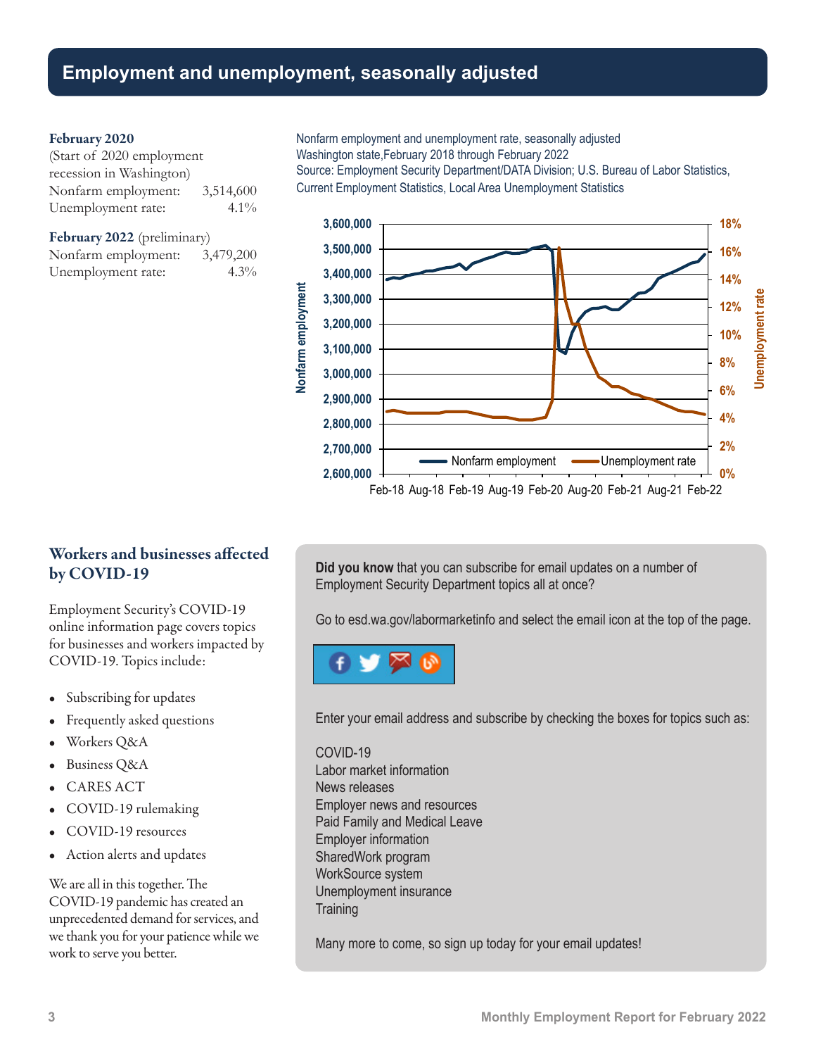# Employment and unemployment, seasonally adjusted

**February 2020**
(Start of 2020 employment recession in Washington)

| | |
|---|---|
| Nonfarm employment: | 3,514,600 |
| Unemployment rate: | 4.1% |

**February 2022** (preliminary)

| | |
|---|---|
| Nonfarm employment: | 3,479,200 |
| Unemployment rate: | 4.3% |

Nonfarm employment and unemployment rate, seasonally adjusted
Washington state,February 2018 through February 2022
Source: Employment Security Department/DATA Division; U.S. Bureau of Labor Statistics, Current Employment Statistics, Local Area Unemployment Statistics

## Workers and businesses affected by COVID-19

Employment Security's COVID-19 online information page covers topics for businesses and workers impacted by COVID-19. Topics include:

- Subscribing for updates
- Frequently asked questions
- Workers Q&A
- Business Q&A
- CARES ACT
- COVID-19 rulemaking
- COVID-19 resources
- Action alerts and updates

We are all in this together. The COVID-19 pandemic has created an unprecedented demand for services, and we thank you for your patience while we work to serve you better.

**Did you know** that you can subscribe for email updates on a number of Employment Security Department topics all at once?

Go to esd.wa.gov/labormarketinfo and select the email icon at the top of the page.

Enter your email address and subscribe by checking the boxes for topics such as:

COVID-19
Labor market information
News releases
Employer news and resources
Paid Family and Medical Leave
Employer information
SharedWork program
WorkSource system
Unemployment insurance
Training

Many more to come, so sign up today for your email updates!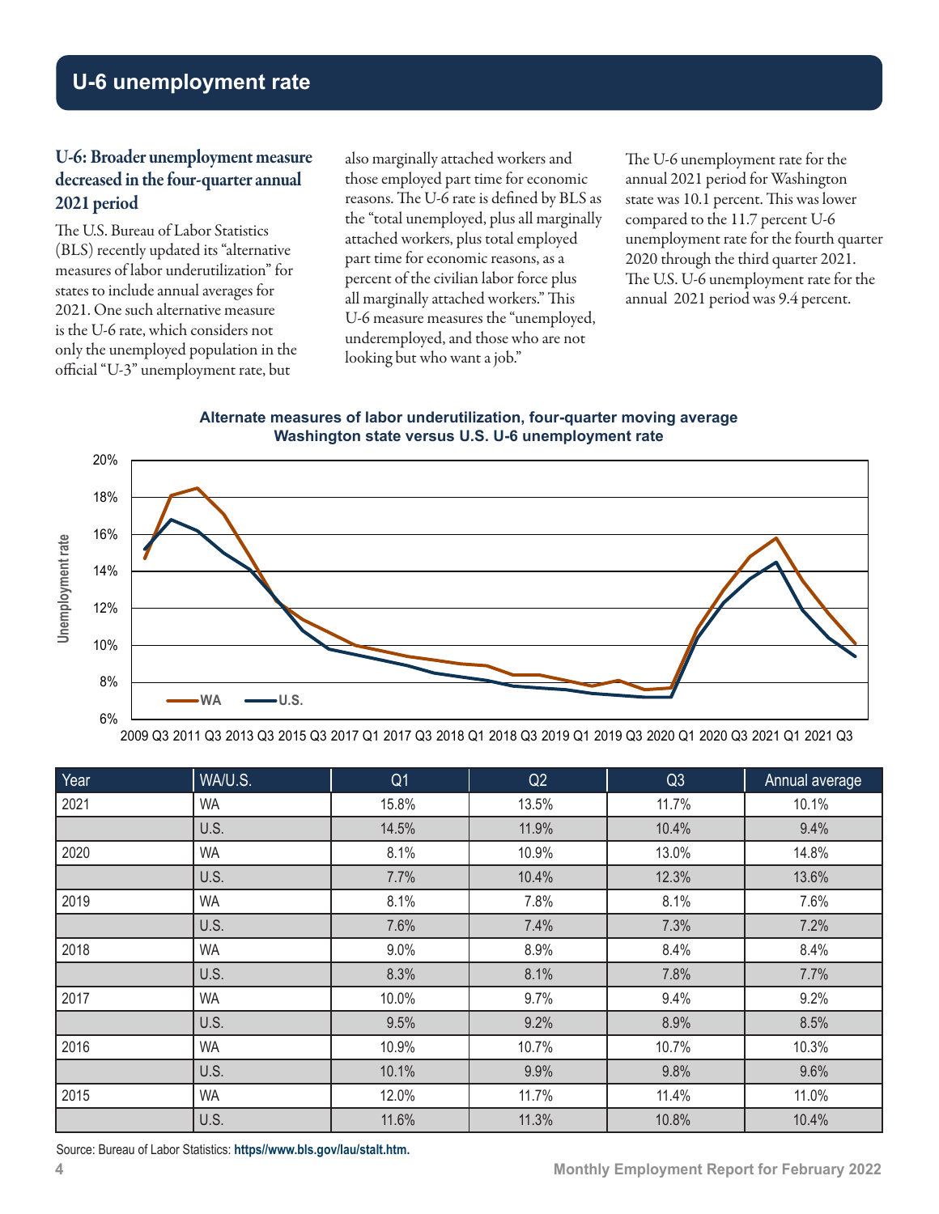## U-6 unemployment rate

### U-6: Broader unemployment measure decreased in the four-quarter annual 2021 period

The U.S. Bureau of Labor Statistics (BLS) recently updated its "alternative measures of labor underutilization" for states to include annual averages for 2021. One such alternative measure is the U-6 rate, which considers not only the unemployed population in the official "U-3" unemployment rate, but also marginally attached workers and those employed part time for economic reasons. The U-6 rate is defined by BLS as the "total unemployed, plus all marginally attached workers, plus total employed part time for economic reasons, as a percent of the civilian labor force plus all marginally attached workers." This U-6 measure measures the "unemployed, underemployed, and those who are not looking but who want a job."

The U-6 unemployment rate for the annual 2021 period for Washington state was 10.1 percent. This was lower compared to the 11.7 percent U-6 unemployment rate for the fourth quarter 2020 through the third quarter 2021. The U.S. U-6 unemployment rate for the annual 2021 period was 9.4 percent.

**Alternate measures of labor underutilization, four-quarter moving average**
**Washington state versus U.S. U-6 unemployment rate**

| Year | WA/U.S. | Q1 | Q2 | Q3 | Annual average |
|---|---|---|---|---|---|
| 2021 | WA | 15.8% | 13.5% | 11.7% | 10.1% |
| | U.S. | 14.5% | 11.9% | 10.4% | 9.4% |
| 2020 | WA | 8.1% | 10.9% | 13.0% | 14.8% |
| | U.S. | 7.7% | 10.4% | 12.3% | 13.6% |
| 2019 | WA | 8.1% | 7.8% | 8.1% | 7.6% |
| | U.S. | 7.6% | 7.4% | 7.3% | 7.2% |
| 2018 | WA | 9.0% | 8.9% | 8.4% | 8.4% |
| | U.S. | 8.3% | 8.1% | 7.8% | 7.7% |
| 2017 | WA | 10.0% | 9.7% | 9.4% | 9.2% |
| | U.S. | 9.5% | 9.2% | 8.9% | 8.5% |
| 2016 | WA | 10.9% | 10.7% | 10.7% | 10.3% |
| | U.S. | 10.1% | 9.9% | 9.8% | 9.6% |
| 2015 | WA | 12.0% | 11.7% | 11.4% | 11.0% |
| | U.S. | 11.6% | 11.3% | 10.8% | 10.4% |

Source: Bureau of Labor Statistics: **https//www.bls.gov/lau/stalt.htm.**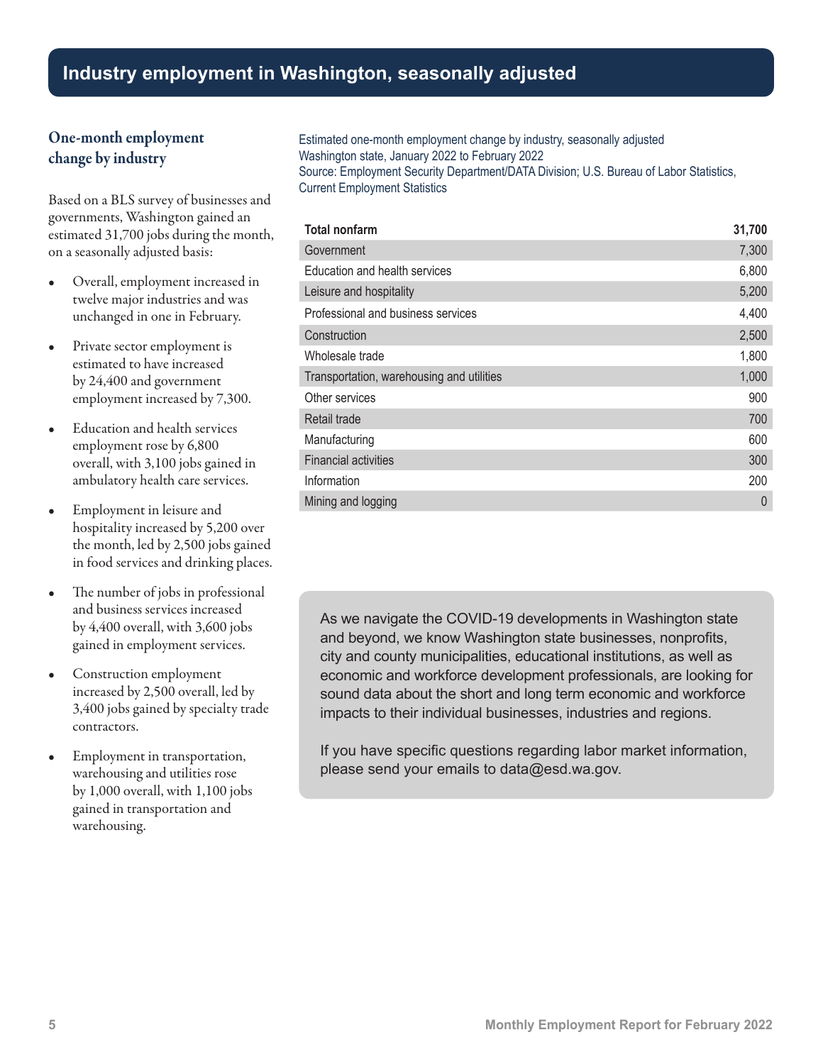# Industry employment in Washington, seasonally adjusted

## One-month employment change by industry

Based on a BLS survey of businesses and governments, Washington gained an estimated 31,700 jobs during the month, on a seasonally adjusted basis:

- Overall, employment increased in twelve major industries and was unchanged in one in February.
- Private sector employment is estimated to have increased by 24,400 and government employment increased by 7,300.
- Education and health services employment rose by 6,800 overall, with 3,100 jobs gained in ambulatory health care services.
- Employment in leisure and hospitality increased by 5,200 over the month, led by 2,500 jobs gained in food services and drinking places.
- The number of jobs in professional and business services increased by 4,400 overall, with 3,600 jobs gained in employment services.
- Construction employment increased by 2,500 overall, led by 3,400 jobs gained by specialty trade contractors.
- Employment in transportation, warehousing and utilities rose by 1,000 overall, with 1,100 jobs gained in transportation and warehousing.

Estimated one-month employment change by industry, seasonally adjusted
Washington state, January 2022 to February 2022
Source: Employment Security Department/DATA Division; U.S. Bureau of Labor Statistics, Current Employment Statistics

| Total nonfarm | 31,700 |
|---|---|
| Government | 7,300 |
| Education and health services | 6,800 |
| Leisure and hospitality | 5,200 |
| Professional and business services | 4,400 |
| Construction | 2,500 |
| Wholesale trade | 1,800 |
| Transportation, warehousing and utilities | 1,000 |
| Other services | 900 |
| Retail trade | 700 |
| Manufacturing | 600 |
| Financial activities | 300 |
| Information | 200 |
| Mining and logging | 0 |

As we navigate the COVID-19 developments in Washington state and beyond, we know Washington state businesses, nonprofits, city and county municipalities, educational institutions, as well as economic and workforce development professionals, are looking for sound data about the short and long term economic and workforce impacts to their individual businesses, industries and regions.

If you have specific questions regarding labor market information, please send your emails to data@esd.wa.gov.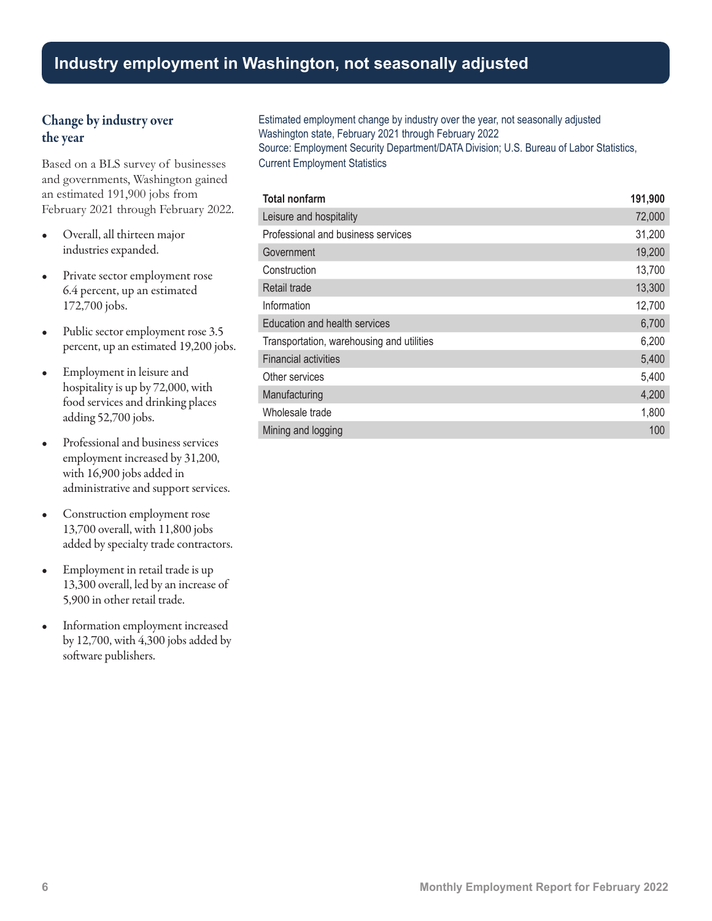# Industry employment in Washington, not seasonally adjusted

## Change by industry over the year

Based on a BLS survey of businesses and governments, Washington gained an estimated 191,900 jobs from February 2021 through February 2022.

- Overall, all thirteen major industries expanded.
- Private sector employment rose 6.4 percent, up an estimated 172,700 jobs.
- Public sector employment rose 3.5 percent, up an estimated 19,200 jobs.
- Employment in leisure and hospitality is up by 72,000, with food services and drinking places adding 52,700 jobs.
- Professional and business services employment increased by 31,200, with 16,900 jobs added in administrative and support services.
- Construction employment rose 13,700 overall, with 11,800 jobs added by specialty trade contractors.
- Employment in retail trade is up 13,300 overall, led by an increase of 5,900 in other retail trade.
- Information employment increased by 12,700, with 4,300 jobs added by software publishers.

Estimated employment change by industry over the year, not seasonally adjusted
Washington state, February 2021 through February 2022
Source: Employment Security Department/DATA Division; U.S. Bureau of Labor Statistics, Current Employment Statistics

| Total nonfarm | 191,900 |
|---|---|
| Leisure and hospitality | 72,000 |
| Professional and business services | 31,200 |
| Government | 19,200 |
| Construction | 13,700 |
| Retail trade | 13,300 |
| Information | 12,700 |
| Education and health services | 6,700 |
| Transportation, warehousing and utilities | 6,200 |
| Financial activities | 5,400 |
| Other services | 5,400 |
| Manufacturing | 4,200 |
| Wholesale trade | 1,800 |
| Mining and logging | 100 |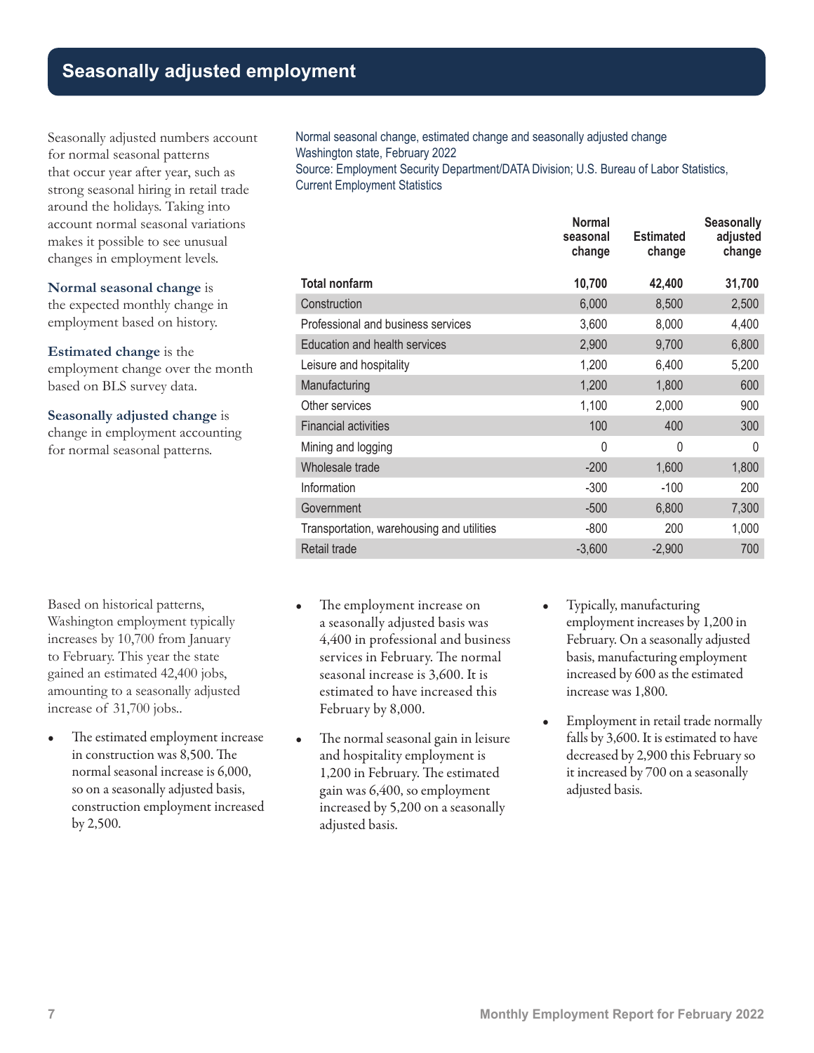# Seasonally adjusted employment

Seasonally adjusted numbers account for normal seasonal patterns that occur year after year, such as strong seasonal hiring in retail trade around the holidays. Taking into account normal seasonal variations makes it possible to see unusual changes in employment levels.

**Normal seasonal change** is the expected monthly change in employment based on history.

**Estimated change** is the employment change over the month based on BLS survey data.

**Seasonally adjusted change** is change in employment accounting for normal seasonal patterns.

Normal seasonal change, estimated change and seasonally adjusted change
Washington state, February 2022
Source: Employment Security Department/DATA Division; U.S. Bureau of Labor Statistics, Current Employment Statistics

| | Normal seasonal change | Estimated change | Seasonally adjusted change |
|---|---|---|---|
| **Total nonfarm** | **10,700** | **42,400** | **31,700** |
| Construction | 6,000 | 8,500 | 2,500 |
| Professional and business services | 3,600 | 8,000 | 4,400 |
| Education and health services | 2,900 | 9,700 | 6,800 |
| Leisure and hospitality | 1,200 | 6,400 | 5,200 |
| Manufacturing | 1,200 | 1,800 | 600 |
| Other services | 1,100 | 2,000 | 900 |
| Financial activities | 100 | 400 | 300 |
| Mining and logging | 0 | 0 | 0 |
| Wholesale trade | -200 | 1,600 | 1,800 |
| Information | -300 | -100 | 200 |
| Government | -500 | 6,800 | 7,300 |
| Transportation, warehousing and utilities | -800 | 200 | 1,000 |
| Retail trade | -3,600 | -2,900 | 700 |

Based on historical patterns, Washington employment typically increases by 10,700 from January to February. This year the state gained an estimated 42,400 jobs, amounting to a seasonally adjusted increase of 31,700 jobs..

- The estimated employment increase in construction was 8,500. The normal seasonal increase is 6,000, so on a seasonally adjusted basis, construction employment increased by 2,500.
- The employment increase on a seasonally adjusted basis was 4,400 in professional and business services in February. The normal seasonal increase is 3,600. It is estimated to have increased this February by 8,000.
- The normal seasonal gain in leisure and hospitality employment is 1,200 in February. The estimated gain was 6,400, so employment increased by 5,200 on a seasonally adjusted basis.
- Typically, manufacturing employment increases by 1,200 in February. On a seasonally adjusted basis, manufacturing employment increased by 600 as the estimated increase was 1,800.
- Employment in retail trade normally falls by 3,600. It is estimated to have decreased by 2,900 this February so it increased by 700 on a seasonally adjusted basis.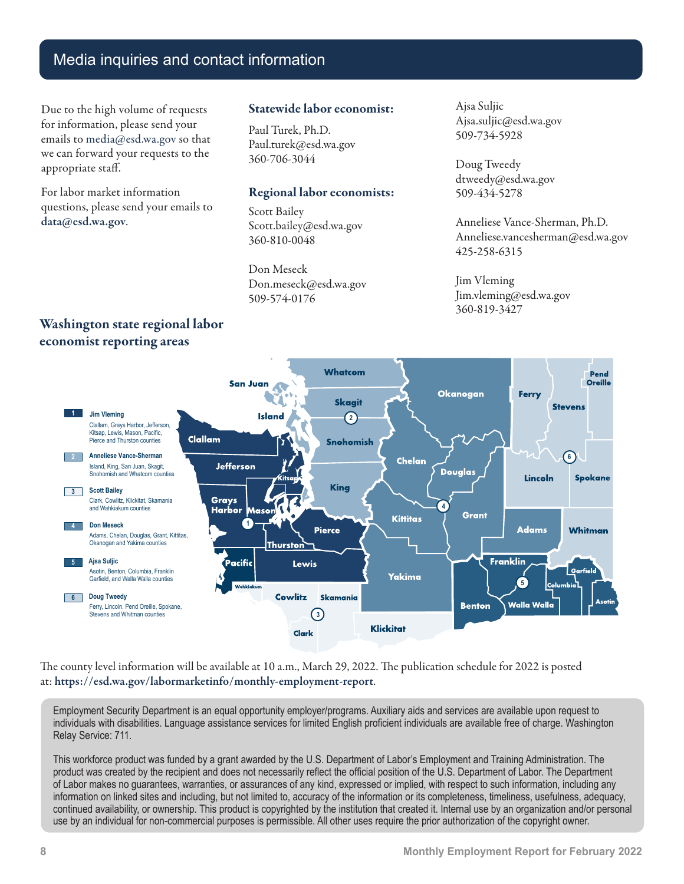## Media inquiries and contact information

Due to the high volume of requests for information, please send your emails to media@esd.wa.gov so that we can forward your requests to the appropriate staff.

For labor market information questions, please send your emails to **data@esd.wa.gov**.

### Statewide labor economist:

Paul Turek, Ph.D.
Paul.turek@esd.wa.gov
360-706-3044

### Regional labor economists:

Scott Bailey
Scott.bailey@esd.wa.gov
360-810-0048

Don Meseck
Don.meseck@esd.wa.gov
509-574-0176

Ajsa Suljic
Ajsa.suljic@esd.wa.gov
509-734-5928

Doug Tweedy
dtweedy@esd.wa.gov
509-434-5278

Anneliese Vance-Sherman, Ph.D.
Anneliese.vancesherman@esd.wa.gov
425-258-6315

Jim Vleming
Jim.vleming@esd.wa.gov
360-819-3427

### Washington state regional labor economist reporting areas

1 **Jim Vleming**
Clallam, Grays Harbor, Jefferson, Kitsap, Lewis, Mason, Pacific, Pierce and Thurston counties

2 **Anneliese Vance-Sherman**
Island, King, San Juan, Skagit, Snohomish and Whatcom counties

3 **Scott Bailey**
Clark, Cowlitz, Klickitat, Skamania and Wahkiakum counties

4 **Don Meseck**
Adams, Chelan, Douglas, Grant, Kittitas, Okanogan and Yakima counties

5 **Ajsa Suljic**
Asotin, Benton, Columbia, Franklin Garfield, and Walla Walla counties

6 **Doug Tweedy**
Ferry, Lincoln, Pend Oreille, Spokane, Stevens and Whitman counties

Whatcom
San Juan
Skagit
Island
Clallam
Snohomish
Jefferson
Kitsap
King
Grays Harbor
Mason
Pierce
Thurston
Pacific
Lewis
Wahkiakum
Cowlitz
Skamania
Clark
Klickitat
Okanogan
Chelan
Douglas
Kittitas
Grant
Yakima
Ferry
Stevens
Pend Oreille
Lincoln
Spokane
Adams
Whitman
Franklin
Garfield
Columbia
Asotin
Benton
Walla Walla

The county level information will be available at 10 a.m., March 29, 2022. The publication schedule for 2022 is posted at: **https://esd.wa.gov/labormarketinfo/monthly-employment-report**.

Employment Security Department is an equal opportunity employer/programs. Auxiliary aids and services are available upon request to individuals with disabilities. Language assistance services for limited English proficient individuals are available free of charge. Washington Relay Service: 711.

This workforce product was funded by a grant awarded by the U.S. Department of Labor's Employment and Training Administration. The product was created by the recipient and does not necessarily reflect the official position of the U.S. Department of Labor. The Department of Labor makes no guarantees, warranties, or assurances of any kind, expressed or implied, with respect to such information, including any information on linked sites and including, but not limited to, accuracy of the information or its completeness, timeliness, usefulness, adequacy, continued availability, or ownership. This product is copyrighted by the institution that created it. Internal use by an organization and/or personal use by an individual for non-commercial purposes is permissible. All other uses require the prior authorization of the copyright owner.